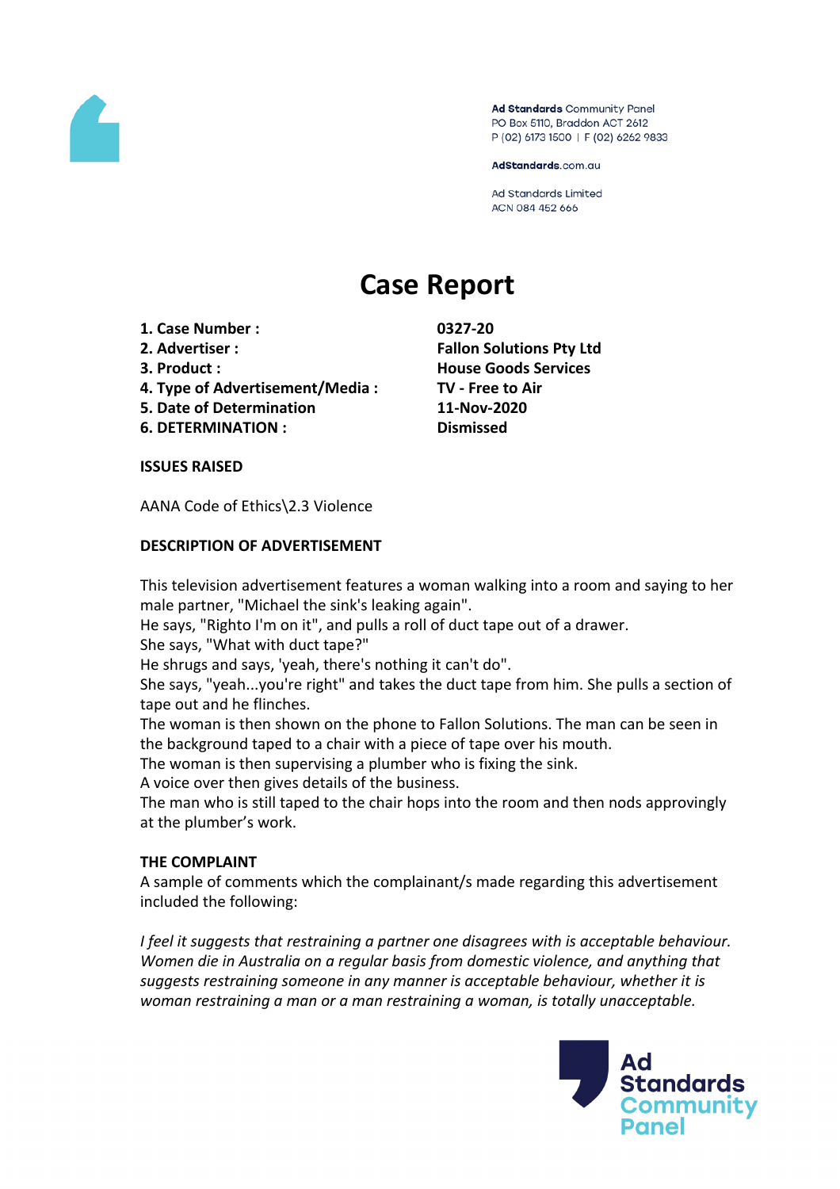Ad Standards Community Panel
PO Box 5110, Braddon ACT 2612
P (02) 6173 1500 | F (02) 6262 9833

AdStandards.com.au

Ad Standards Limited
ACN 084 452 666

# Case Report

| | |
|---|---|
| **1. Case Number :** | **0327-20** |
| **2. Advertiser :** | **Fallon Solutions Pty Ltd** |
| **3. Product :** | **House Goods Services** |
| **4. Type of Advertisement/Media :** | **TV - Free to Air** |
| **5. Date of Determination** | **11-Nov-2020** |
| **6. DETERMINATION :** | **Dismissed** |

**ISSUES RAISED**

AANA Code of Ethics\2.3 Violence

**DESCRIPTION OF ADVERTISEMENT**

This television advertisement features a woman walking into a room and saying to her male partner, "Michael the sink's leaking again".
He says, "Righto I'm on it", and pulls a roll of duct tape out of a drawer.
She says, "What with duct tape?"
He shrugs and says, 'yeah, there's nothing it can't do".
She says, "yeah...you're right" and takes the duct tape from him. She pulls a section of tape out and he flinches.
The woman is then shown on the phone to Fallon Solutions. The man can be seen in the background taped to a chair with a piece of tape over his mouth.
The woman is then supervising a plumber who is fixing the sink.
A voice over then gives details of the business.
The man who is still taped to the chair hops into the room and then nods approvingly at the plumber's work.

**THE COMPLAINT**

A sample of comments which the complainant/s made regarding this advertisement included the following:

*I feel it suggests that restraining a partner one disagrees with is acceptable behaviour. Women die in Australia on a regular basis from domestic violence, and anything that suggests restraining someone in any manner is acceptable behaviour, whether it is woman restraining a man or a man restraining a woman, is totally unacceptable.*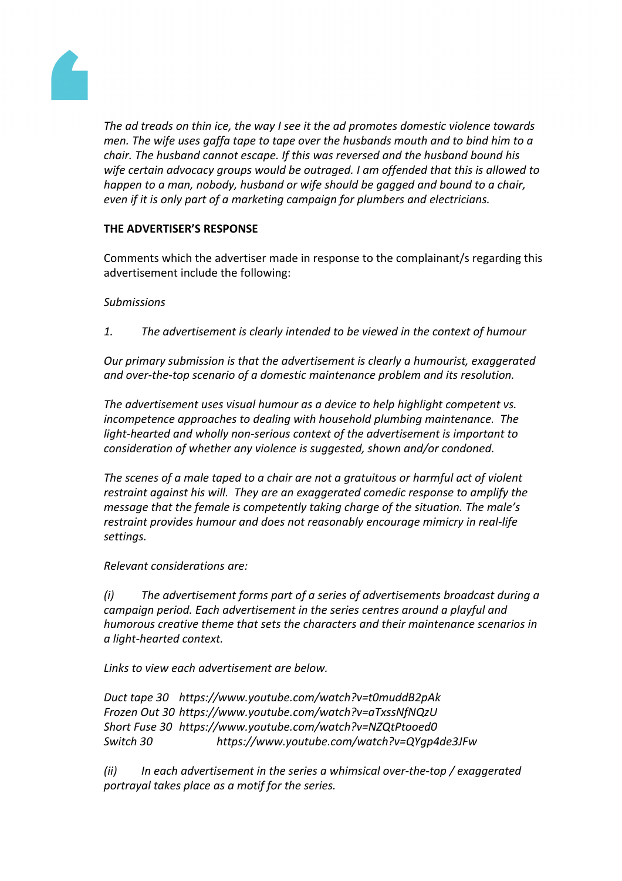*The ad treads on thin ice, the way I see it the ad promotes domestic violence towards men. The wife uses gaffa tape to tape over the husbands mouth and to bind him to a chair. The husband cannot escape. If this was reversed and the husband bound his wife certain advocacy groups would be outraged. I am offended that this is allowed to happen to a man, nobody, husband or wife should be gagged and bound to a chair, even if it is only part of a marketing campaign for plumbers and electricians.*

**THE ADVERTISER'S RESPONSE**

Comments which the advertiser made in response to the complainant/s regarding this advertisement include the following:

*Submissions*

*1. The advertisement is clearly intended to be viewed in the context of humour*

*Our primary submission is that the advertisement is clearly a humourist, exaggerated and over-the-top scenario of a domestic maintenance problem and its resolution.*

*The advertisement uses visual humour as a device to help highlight competent vs. incompetence approaches to dealing with household plumbing maintenance. The light-hearted and wholly non-serious context of the advertisement is important to consideration of whether any violence is suggested, shown and/or condoned.*

*The scenes of a male taped to a chair are not a gratuitous or harmful act of violent restraint against his will. They are an exaggerated comedic response to amplify the message that the female is competently taking charge of the situation. The male's restraint provides humour and does not reasonably encourage mimicry in real-life settings.*

*Relevant considerations are:*

*(i) The advertisement forms part of a series of advertisements broadcast during a campaign period. Each advertisement in the series centres around a playful and humorous creative theme that sets the characters and their maintenance scenarios in a light-hearted context.*

*Links to view each advertisement are below.*

*Duct tape 30 https://www.youtube.com/watch?v=t0muddB2pAk*
*Frozen Out 30 https://www.youtube.com/watch?v=aTxssNfNQzU*
*Short Fuse 30 https://www.youtube.com/watch?v=NZQtPtooed0*
*Switch 30 https://www.youtube.com/watch?v=QYgp4de3JFw*

*(ii) In each advertisement in the series a whimsical over-the-top / exaggerated portrayal takes place as a motif for the series.*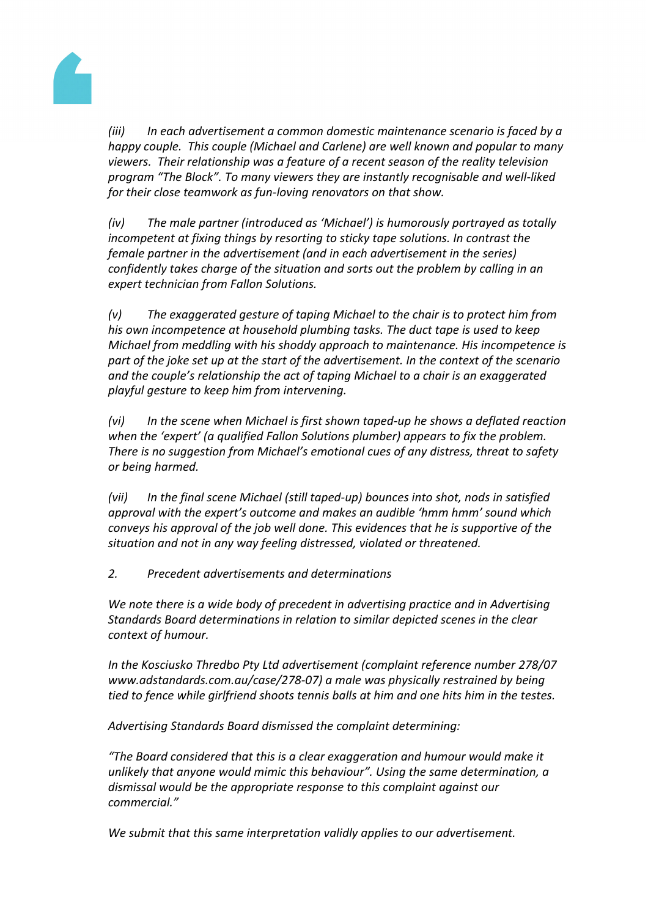*(iii) In each advertisement a common domestic maintenance scenario is faced by a happy couple. This couple (Michael and Carlene) are well known and popular to many viewers. Their relationship was a feature of a recent season of the reality television program "The Block". To many viewers they are instantly recognisable and well-liked for their close teamwork as fun-loving renovators on that show.*

*(iv) The male partner (introduced as 'Michael') is humorously portrayed as totally incompetent at fixing things by resorting to sticky tape solutions. In contrast the female partner in the advertisement (and in each advertisement in the series) confidently takes charge of the situation and sorts out the problem by calling in an expert technician from Fallon Solutions.*

*(v) The exaggerated gesture of taping Michael to the chair is to protect him from his own incompetence at household plumbing tasks. The duct tape is used to keep Michael from meddling with his shoddy approach to maintenance. His incompetence is part of the joke set up at the start of the advertisement. In the context of the scenario and the couple's relationship the act of taping Michael to a chair is an exaggerated playful gesture to keep him from intervening.*

*(vi) In the scene when Michael is first shown taped-up he shows a deflated reaction when the 'expert' (a qualified Fallon Solutions plumber) appears to fix the problem. There is no suggestion from Michael's emotional cues of any distress, threat to safety or being harmed.*

*(vii) In the final scene Michael (still taped-up) bounces into shot, nods in satisfied approval with the expert's outcome and makes an audible 'hmm hmm' sound which conveys his approval of the job well done. This evidences that he is supportive of the situation and not in any way feeling distressed, violated or threatened.*

*2. Precedent advertisements and determinations*

*We note there is a wide body of precedent in advertising practice and in Advertising Standards Board determinations in relation to similar depicted scenes in the clear context of humour.*

*In the Kosciusko Thredbo Pty Ltd advertisement (complaint reference number 278/07 www.adstandards.com.au/case/278-07) a male was physically restrained by being tied to fence while girlfriend shoots tennis balls at him and one hits him in the testes.*

*Advertising Standards Board dismissed the complaint determining:*

*"The Board considered that this is a clear exaggeration and humour would make it unlikely that anyone would mimic this behaviour". Using the same determination, a dismissal would be the appropriate response to this complaint against our commercial."*

*We submit that this same interpretation validly applies to our advertisement.*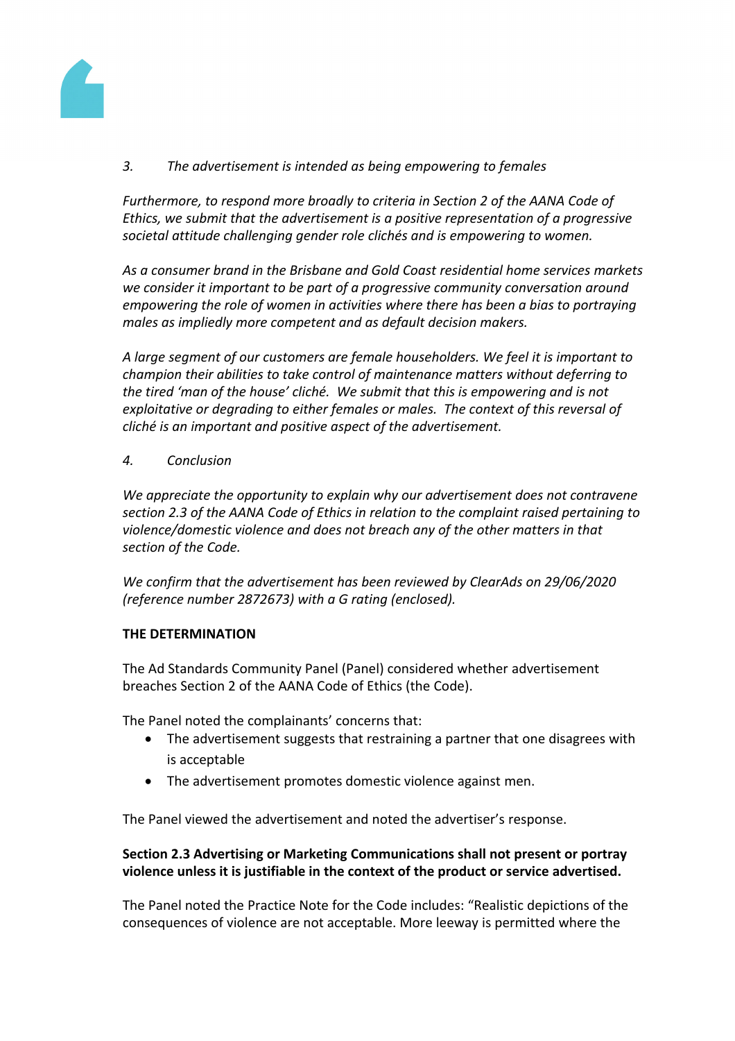*3. The advertisement is intended as being empowering to females*

*Furthermore, to respond more broadly to criteria in Section 2 of the AANA Code of Ethics, we submit that the advertisement is a positive representation of a progressive societal attitude challenging gender role clichés and is empowering to women.*

*As a consumer brand in the Brisbane and Gold Coast residential home services markets we consider it important to be part of a progressive community conversation around empowering the role of women in activities where there has been a bias to portraying males as impliedly more competent and as default decision makers.*

*A large segment of our customers are female householders. We feel it is important to champion their abilities to take control of maintenance matters without deferring to the tired 'man of the house' cliché. We submit that this is empowering and is not exploitative or degrading to either females or males. The context of this reversal of cliché is an important and positive aspect of the advertisement.*

*4. Conclusion*

*We appreciate the opportunity to explain why our advertisement does not contravene section 2.3 of the AANA Code of Ethics in relation to the complaint raised pertaining to violence/domestic violence and does not breach any of the other matters in that section of the Code.*

*We confirm that the advertisement has been reviewed by ClearAds on 29/06/2020 (reference number 2872673) with a G rating (enclosed).*

**THE DETERMINATION**

The Ad Standards Community Panel (Panel) considered whether advertisement breaches Section 2 of the AANA Code of Ethics (the Code).

The Panel noted the complainants' concerns that:

- The advertisement suggests that restraining a partner that one disagrees with is acceptable
- The advertisement promotes domestic violence against men.

The Panel viewed the advertisement and noted the advertiser's response.

**Section 2.3 Advertising or Marketing Communications shall not present or portray violence unless it is justifiable in the context of the product or service advertised.**

The Panel noted the Practice Note for the Code includes: "Realistic depictions of the consequences of violence are not acceptable. More leeway is permitted where the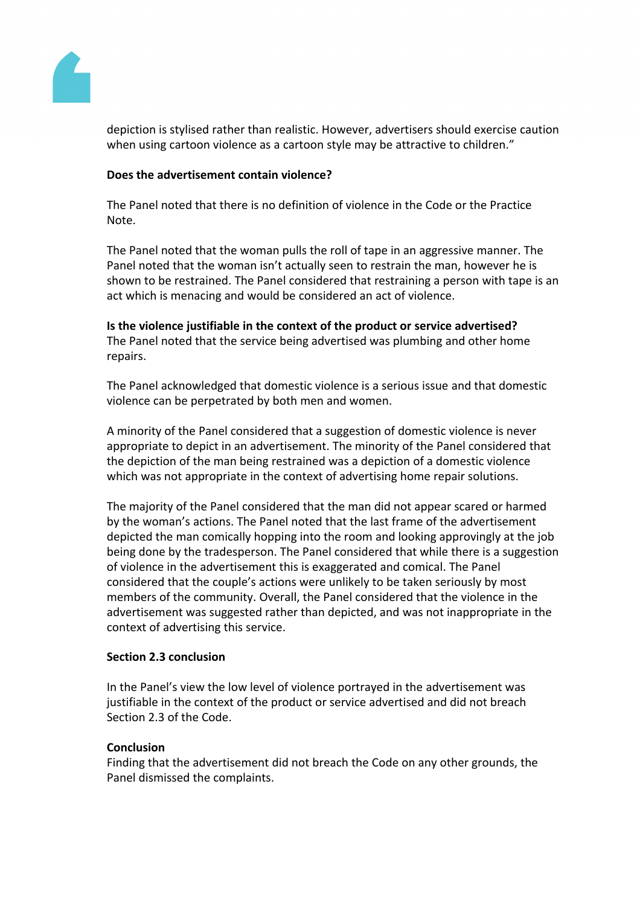depiction is stylised rather than realistic. However, advertisers should exercise caution when using cartoon violence as a cartoon style may be attractive to children."

**Does the advertisement contain violence?**

The Panel noted that there is no definition of violence in the Code or the Practice Note.

The Panel noted that the woman pulls the roll of tape in an aggressive manner. The Panel noted that the woman isn't actually seen to restrain the man, however he is shown to be restrained. The Panel considered that restraining a person with tape is an act which is menacing and would be considered an act of violence.

**Is the violence justifiable in the context of the product or service advertised?**
The Panel noted that the service being advertised was plumbing and other home repairs.

The Panel acknowledged that domestic violence is a serious issue and that domestic violence can be perpetrated by both men and women.

A minority of the Panel considered that a suggestion of domestic violence is never appropriate to depict in an advertisement. The minority of the Panel considered that the depiction of the man being restrained was a depiction of a domestic violence which was not appropriate in the context of advertising home repair solutions.

The majority of the Panel considered that the man did not appear scared or harmed by the woman's actions. The Panel noted that the last frame of the advertisement depicted the man comically hopping into the room and looking approvingly at the job being done by the tradesperson. The Panel considered that while there is a suggestion of violence in the advertisement this is exaggerated and comical. The Panel considered that the couple's actions were unlikely to be taken seriously by most members of the community. Overall, the Panel considered that the violence in the advertisement was suggested rather than depicted, and was not inappropriate in the context of advertising this service.

**Section 2.3 conclusion**

In the Panel's view the low level of violence portrayed in the advertisement was justifiable in the context of the product or service advertised and did not breach Section 2.3 of the Code.

**Conclusion**
Finding that the advertisement did not breach the Code on any other grounds, the Panel dismissed the complaints.